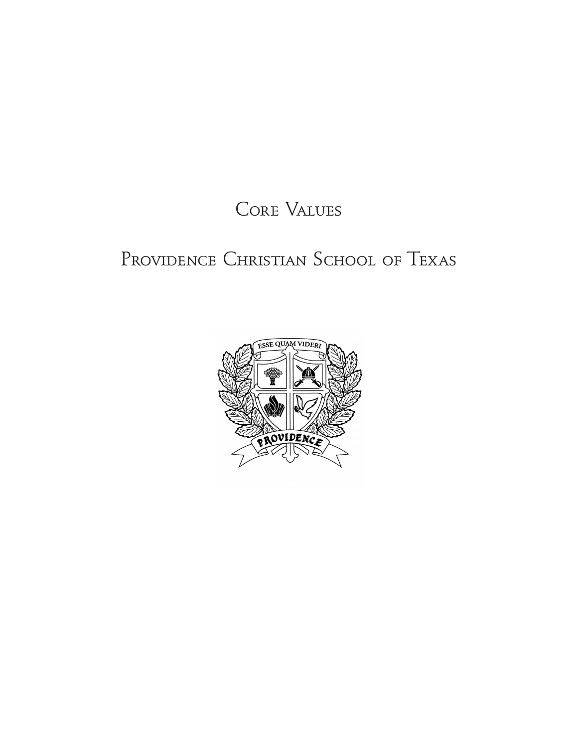# Core Values

## Providence Christian School of Texas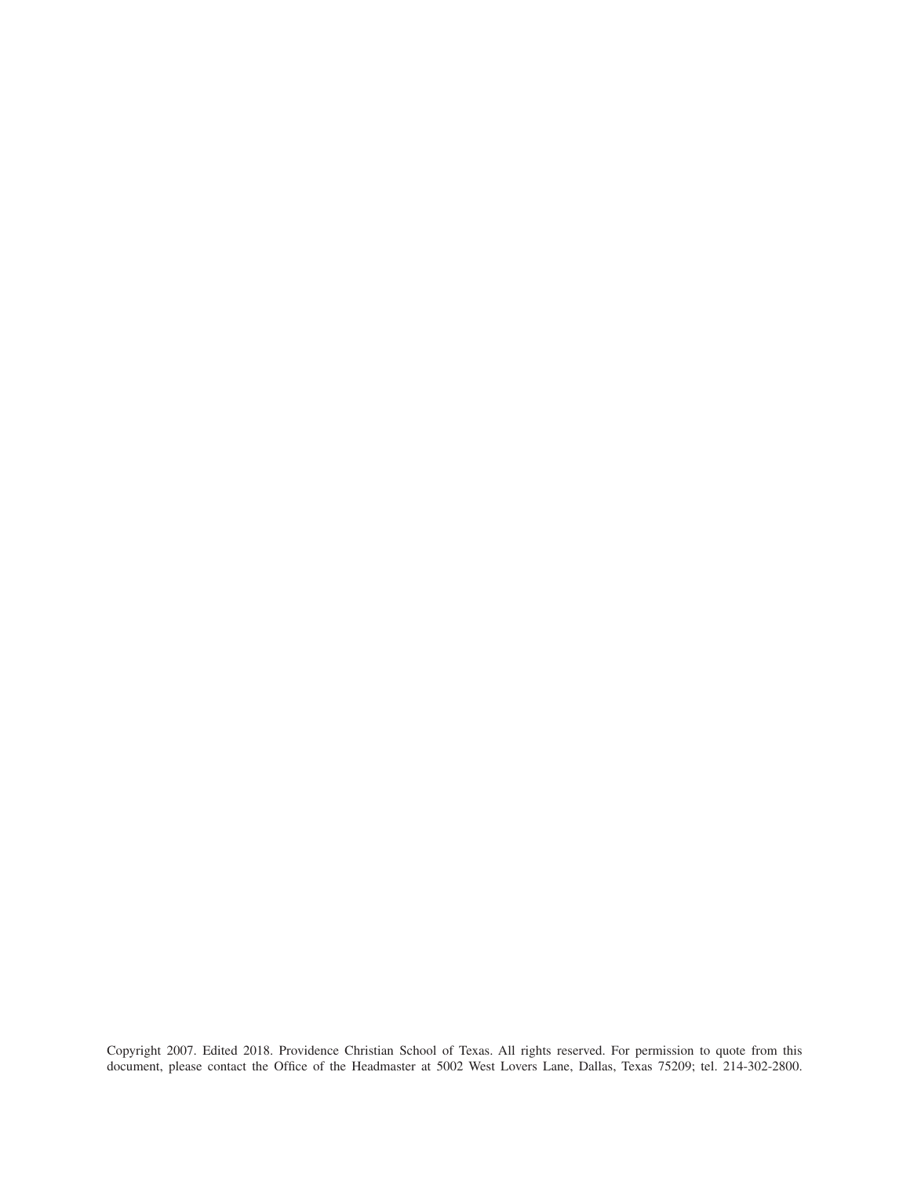Copyright 2007. Edited 2018. Providence Christian School of Texas. All rights reserved. For permission to quote from this document, please contact the Office of the Headmaster at 5002 West Lovers Lane, Dallas, Texas 75209; tel. 214-302-2800.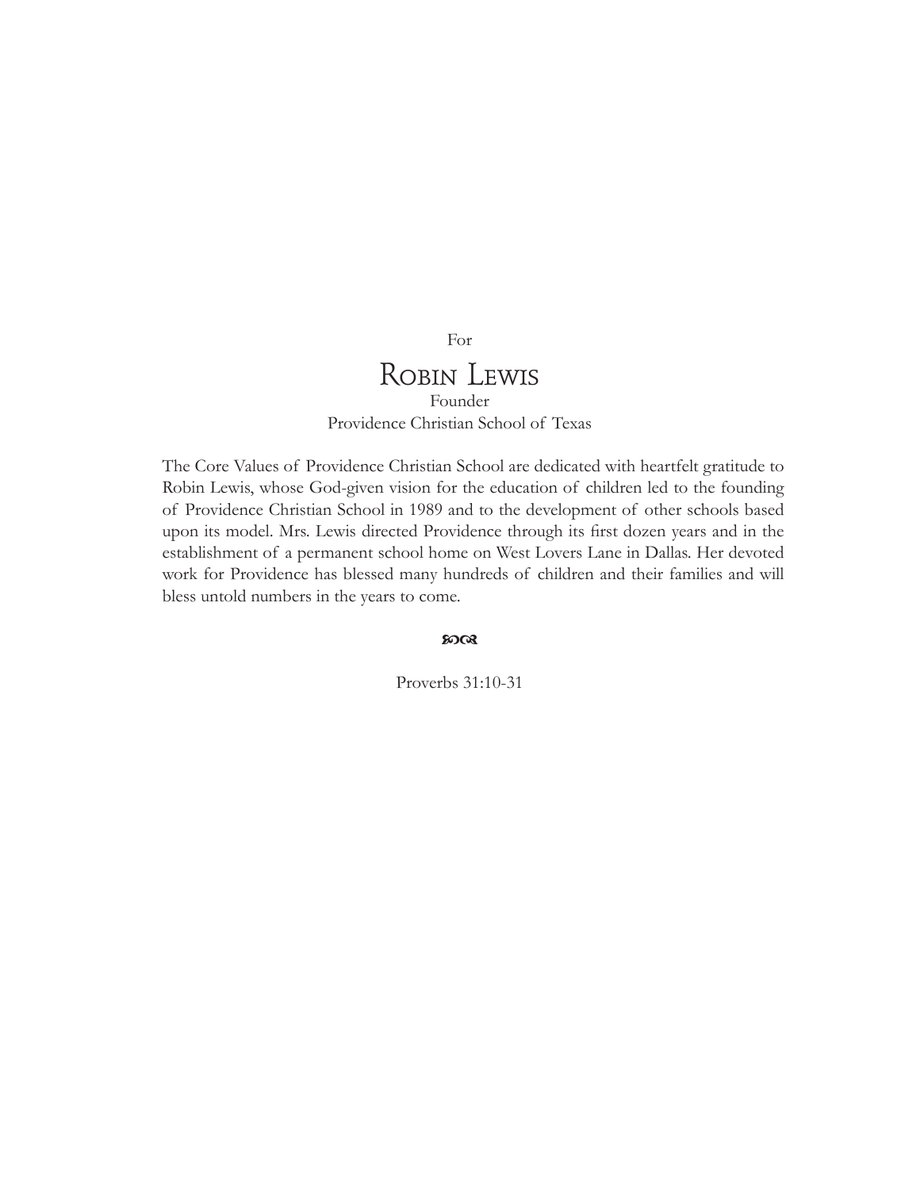For

# Robin Lewis

Founder
Providence Christian School of Texas

The Core Values of Providence Christian School are dedicated with heartfelt gratitude to Robin Lewis, whose God-given vision for the education of children led to the founding of Providence Christian School in 1989 and to the development of other schools based upon its model. Mrs. Lewis directed Providence through its first dozen years and in the establishment of a permanent school home on West Lovers Lane in Dallas. Her devoted work for Providence has blessed many hundreds of children and their families and will bless untold numbers in the years to come.

Proverbs 31:10-31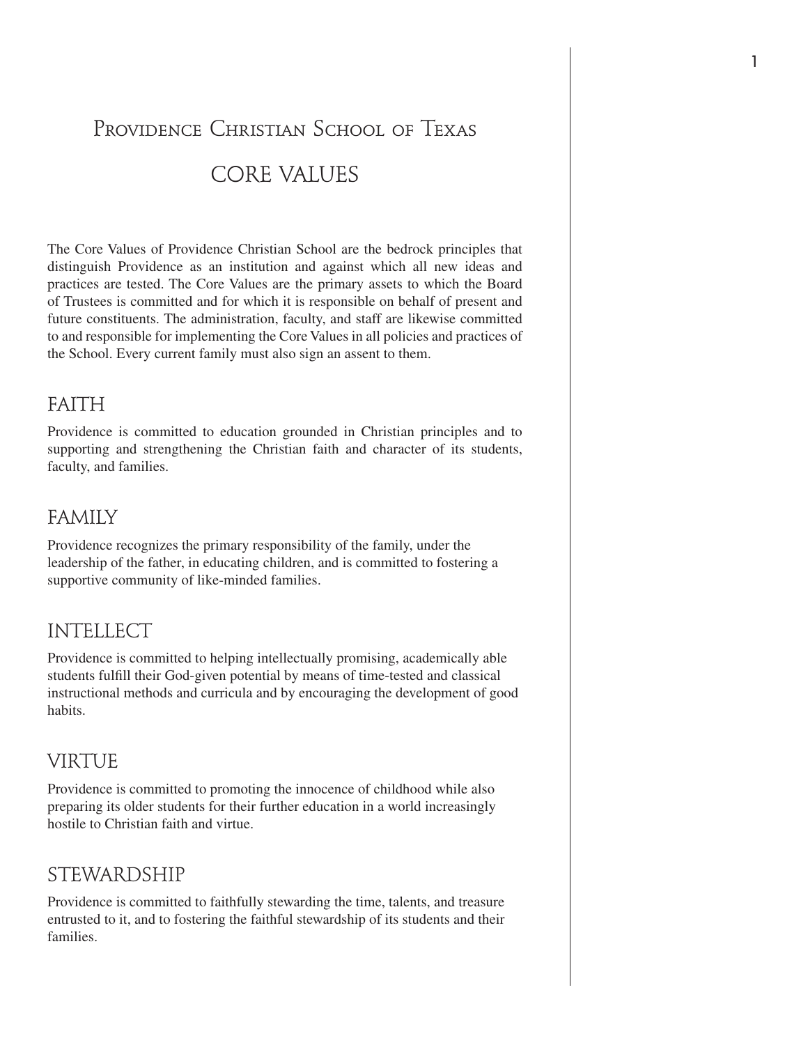# Providence Christian School of Texas

## CORE VALUES

The Core Values of Providence Christian School are the bedrock principles that distinguish Providence as an institution and against which all new ideas and practices are tested. The Core Values are the primary assets to which the Board of Trustees is committed and for which it is responsible on behalf of present and future constituents. The administration, faculty, and staff are likewise committed to and responsible for implementing the Core Values in all policies and practices of the School. Every current family must also sign an assent to them.

### FAITH

Providence is committed to education grounded in Christian principles and to supporting and strengthening the Christian faith and character of its students, faculty, and families.

### FAMILY

Providence recognizes the primary responsibility of the family, under the leadership of the father, in educating children, and is committed to fostering a supportive community of like-minded families.

### INTELLECT

Providence is committed to helping intellectually promising, academically able students fulfill their God-given potential by means of time-tested and classical instructional methods and curricula and by encouraging the development of good habits.

### VIRTUE

Providence is committed to promoting the innocence of childhood while also preparing its older students for their further education in a world increasingly hostile to Christian faith and virtue.

### STEWARDSHIP

Providence is committed to faithfully stewarding the time, talents, and treasure entrusted to it, and to fostering the faithful stewardship of its students and their families.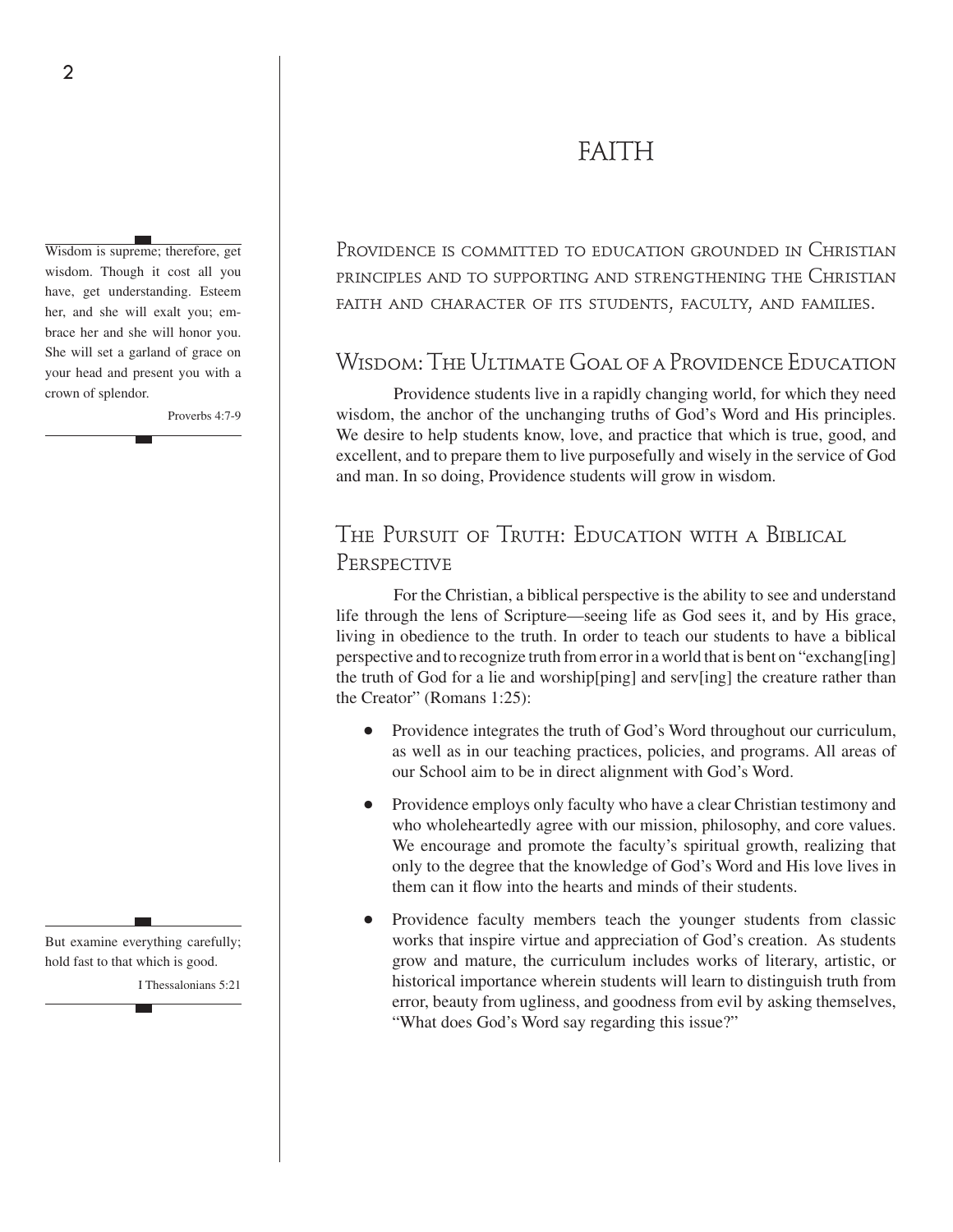# FAITH

> Wisdom is supreme; therefore, get wisdom. Though it cost all you have, get understanding. Esteem her, and she will exalt you; embrace her and she will honor you. She will set a garland of grace on your head and present you with a crown of splendor.
>
> Proverbs 4:7-9

Providence is committed to education grounded in Christian principles and to supporting and strengthening the Christian faith and character of its students, faculty, and families.

## Wisdom: The Ultimate Goal of a Providence Education

Providence students live in a rapidly changing world, for which they need wisdom, the anchor of the unchanging truths of God's Word and His principles. We desire to help students know, love, and practice that which is true, good, and excellent, and to prepare them to live purposefully and wisely in the service of God and man. In so doing, Providence students will grow in wisdom.

## The Pursuit of Truth: Education with a Biblical Perspective

For the Christian, a biblical perspective is the ability to see and understand life through the lens of Scripture—seeing life as God sees it, and by His grace, living in obedience to the truth. In order to teach our students to have a biblical perspective and to recognize truth from error in a world that is bent on "exchang[ing] the truth of God for a lie and worship[ping] and serv[ing] the creature rather than the Creator" (Romans 1:25):

- Providence integrates the truth of God's Word throughout our curriculum, as well as in our teaching practices, policies, and programs. All areas of our School aim to be in direct alignment with God's Word.
- Providence employs only faculty who have a clear Christian testimony and who wholeheartedly agree with our mission, philosophy, and core values. We encourage and promote the faculty's spiritual growth, realizing that only to the degree that the knowledge of God's Word and His love lives in them can it flow into the hearts and minds of their students.
- Providence faculty members teach the younger students from classic works that inspire virtue and appreciation of God's creation. As students grow and mature, the curriculum includes works of literary, artistic, or historical importance wherein students will learn to distinguish truth from error, beauty from ugliness, and goodness from evil by asking themselves, "What does God's Word say regarding this issue?"

> But examine everything carefully; hold fast to that which is good.
>
> I Thessalonians 5:21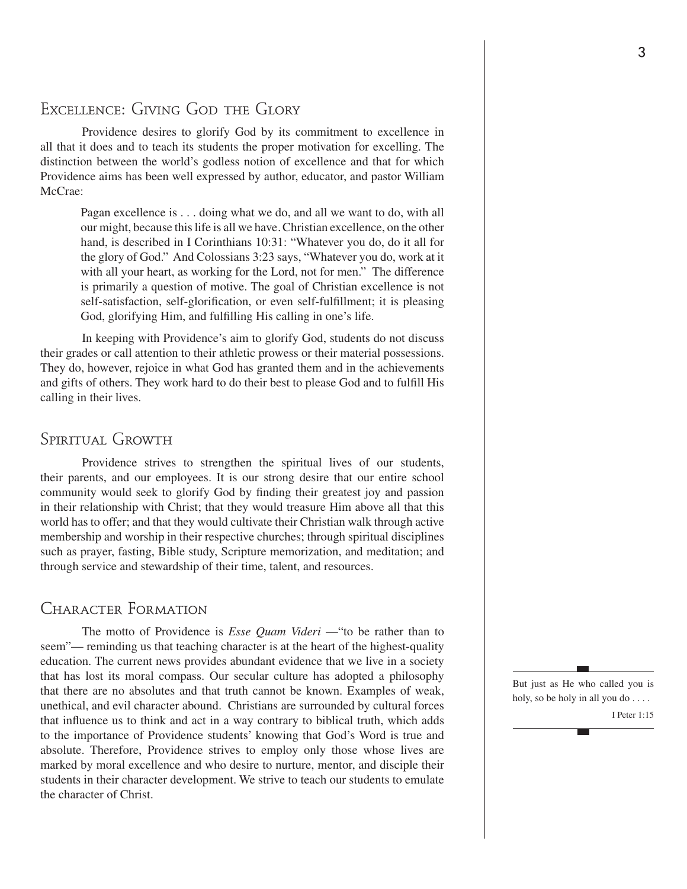## Excellence: Giving God the Glory

Providence desires to glorify God by its commitment to excellence in all that it does and to teach its students the proper motivation for excelling. The distinction between the world's godless notion of excellence and that for which Providence aims has been well expressed by author, educator, and pastor William McCrae:

> Pagan excellence is . . . doing what we do, and all we want to do, with all our might, because this life is all we have. Christian excellence, on the other hand, is described in I Corinthians 10:31: "Whatever you do, do it all for the glory of God." And Colossians 3:23 says, "Whatever you do, work at it with all your heart, as working for the Lord, not for men." The difference is primarily a question of motive. The goal of Christian excellence is not self-satisfaction, self-glorification, or even self-fulfillment; it is pleasing God, glorifying Him, and fulfilling His calling in one's life.

In keeping with Providence's aim to glorify God, students do not discuss their grades or call attention to their athletic prowess or their material possessions. They do, however, rejoice in what God has granted them and in the achievements and gifts of others. They work hard to do their best to please God and to fulfill His calling in their lives.

## Spiritual Growth

Providence strives to strengthen the spiritual lives of our students, their parents, and our employees. It is our strong desire that our entire school community would seek to glorify God by finding their greatest joy and passion in their relationship with Christ; that they would treasure Him above all that this world has to offer; and that they would cultivate their Christian walk through active membership and worship in their respective churches; through spiritual disciplines such as prayer, fasting, Bible study, Scripture memorization, and meditation; and through service and stewardship of their time, talent, and resources.

## Character Formation

The motto of Providence is *Esse Quam Videri* —"to be rather than to seem"— reminding us that teaching character is at the heart of the highest-quality education. The current news provides abundant evidence that we live in a society that has lost its moral compass. Our secular culture has adopted a philosophy that there are no absolutes and that truth cannot be known. Examples of weak, unethical, and evil character abound. Christians are surrounded by cultural forces that influence us to think and act in a way contrary to biblical truth, which adds to the importance of Providence students' knowing that God's Word is true and absolute. Therefore, Providence strives to employ only those whose lives are marked by moral excellence and who desire to nurture, mentor, and disciple their students in their character development. We strive to teach our students to emulate the character of Christ.

> But just as He who called you is holy, so be holy in all you do . . . .
>
> I Peter 1:15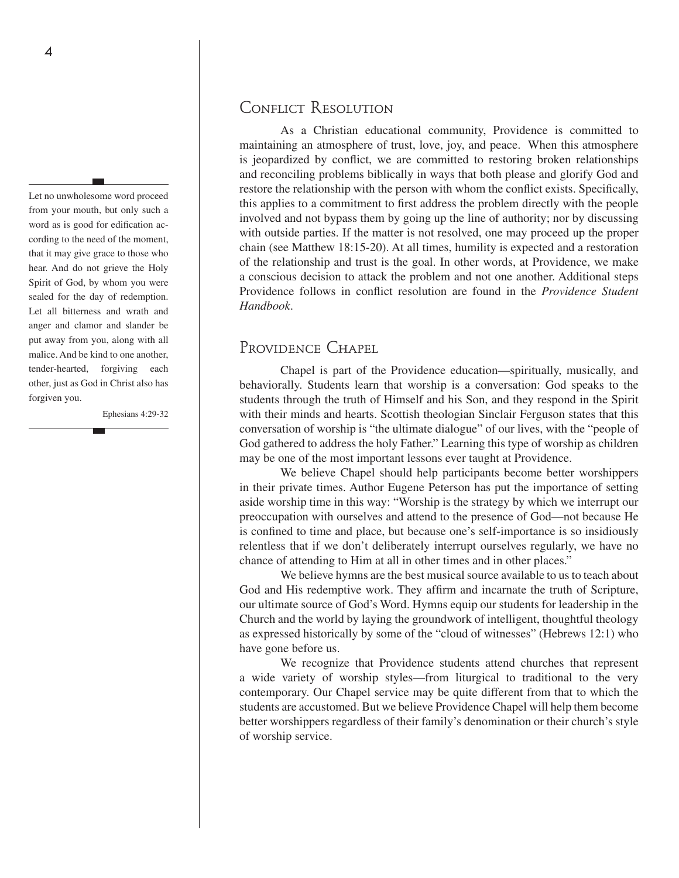## Conflict Resolution

As a Christian educational community, Providence is committed to maintaining an atmosphere of trust, love, joy, and peace. When this atmosphere is jeopardized by conflict, we are committed to restoring broken relationships and reconciling problems biblically in ways that both please and glorify God and restore the relationship with the person with whom the conflict exists. Specifically, this applies to a commitment to first address the problem directly with the people involved and not bypass them by going up the line of authority; nor by discussing with outside parties. If the matter is not resolved, one may proceed up the proper chain (see Matthew 18:15-20). At all times, humility is expected and a restoration of the relationship and trust is the goal. In other words, at Providence, we make a conscious decision to attack the problem and not one another. Additional steps Providence follows in conflict resolution are found in the *Providence Student Handbook*.

> Let no unwholesome word proceed from your mouth, but only such a word as is good for edification according to the need of the moment, that it may give grace to those who hear. And do not grieve the Holy Spirit of God, by whom you were sealed for the day of redemption. Let all bitterness and wrath and anger and clamor and slander be put away from you, along with all malice. And be kind to one another, tender-hearted, forgiving each other, just as God in Christ also has forgiven you.
>
> Ephesians 4:29-32

## Providence Chapel

Chapel is part of the Providence education—spiritually, musically, and behaviorally. Students learn that worship is a conversation: God speaks to the students through the truth of Himself and his Son, and they respond in the Spirit with their minds and hearts. Scottish theologian Sinclair Ferguson states that this conversation of worship is "the ultimate dialogue" of our lives, with the "people of God gathered to address the holy Father." Learning this type of worship as children may be one of the most important lessons ever taught at Providence.

We believe Chapel should help participants become better worshippers in their private times. Author Eugene Peterson has put the importance of setting aside worship time in this way: "Worship is the strategy by which we interrupt our preoccupation with ourselves and attend to the presence of God—not because He is confined to time and place, but because one's self-importance is so insidiously relentless that if we don't deliberately interrupt ourselves regularly, we have no chance of attending to Him at all in other times and in other places."

We believe hymns are the best musical source available to us to teach about God and His redemptive work. They affirm and incarnate the truth of Scripture, our ultimate source of God's Word. Hymns equip our students for leadership in the Church and the world by laying the groundwork of intelligent, thoughtful theology as expressed historically by some of the "cloud of witnesses" (Hebrews 12:1) who have gone before us.

We recognize that Providence students attend churches that represent a wide variety of worship styles—from liturgical to traditional to the very contemporary. Our Chapel service may be quite different from that to which the students are accustomed. But we believe Providence Chapel will help them become better worshippers regardless of their family's denomination or their church's style of worship service.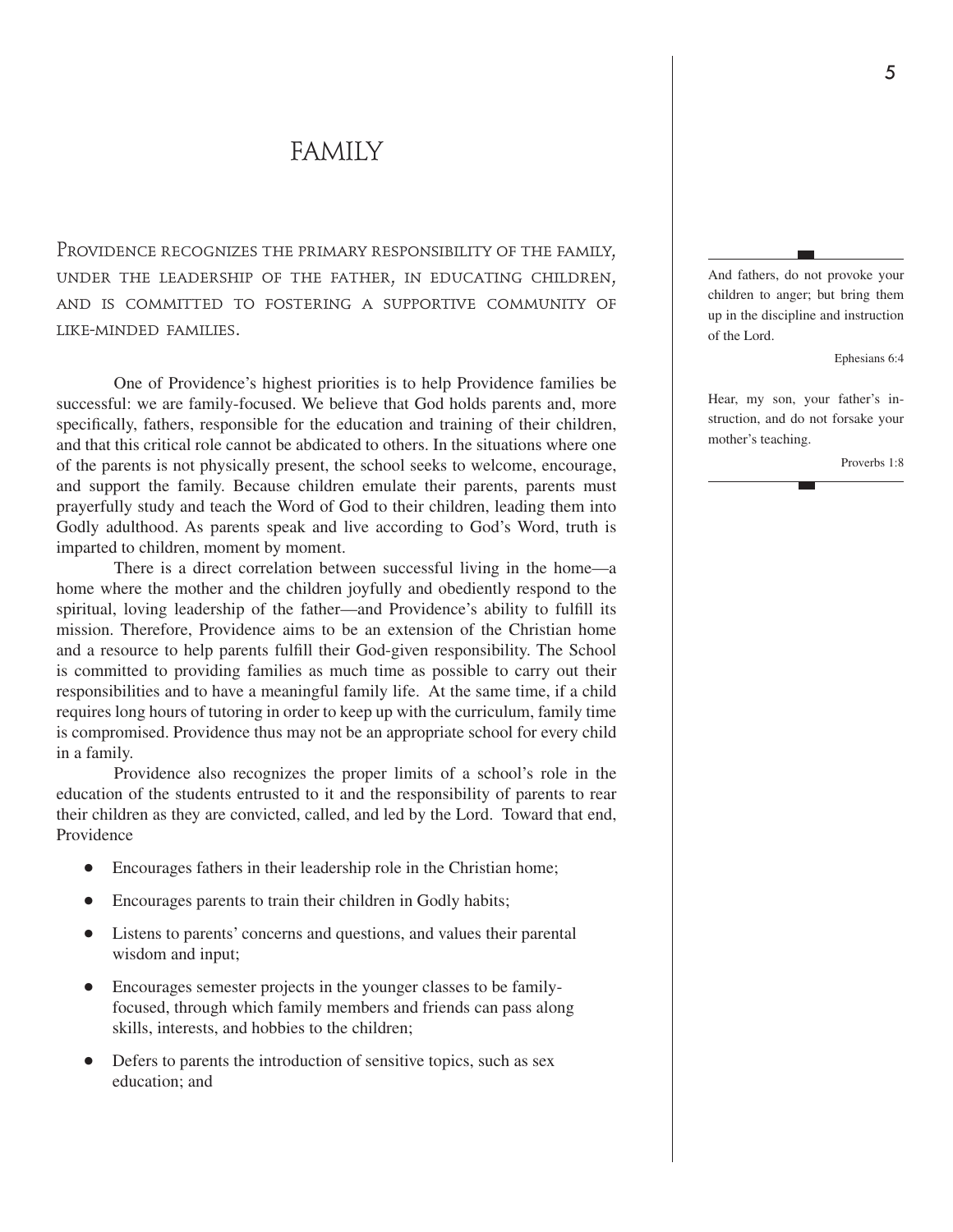# FAMILY

Providence recognizes the primary responsibility of the family, under the leadership of the father, in educating children, and is committed to fostering a supportive community of like-minded families.

One of Providence's highest priorities is to help Providence families be successful: we are family-focused. We believe that God holds parents and, more specifically, fathers, responsible for the education and training of their children, and that this critical role cannot be abdicated to others. In the situations where one of the parents is not physically present, the school seeks to welcome, encourage, and support the family. Because children emulate their parents, parents must prayerfully study and teach the Word of God to their children, leading them into Godly adulthood. As parents speak and live according to God's Word, truth is imparted to children, moment by moment.

There is a direct correlation between successful living in the home—a home where the mother and the children joyfully and obediently respond to the spiritual, loving leadership of the father—and Providence's ability to fulfill its mission. Therefore, Providence aims to be an extension of the Christian home and a resource to help parents fulfill their God-given responsibility. The School is committed to providing families as much time as possible to carry out their responsibilities and to have a meaningful family life. At the same time, if a child requires long hours of tutoring in order to keep up with the curriculum, family time is compromised. Providence thus may not be an appropriate school for every child in a family.

Providence also recognizes the proper limits of a school's role in the education of the students entrusted to it and the responsibility of parents to rear their children as they are convicted, called, and led by the Lord. Toward that end, Providence

- Encourages fathers in their leadership role in the Christian home;
- Encourages parents to train their children in Godly habits;
- Listens to parents' concerns and questions, and values their parental wisdom and input;
- Encourages semester projects in the younger classes to be family-focused, through which family members and friends can pass along skills, interests, and hobbies to the children;
- Defers to parents the introduction of sensitive topics, such as sex education; and

---

And fathers, do not provoke your children to anger; but bring them up in the discipline and instruction of the Lord.

Ephesians 6:4

Hear, my son, your father's instruction, and do not forsake your mother's teaching.

Proverbs 1:8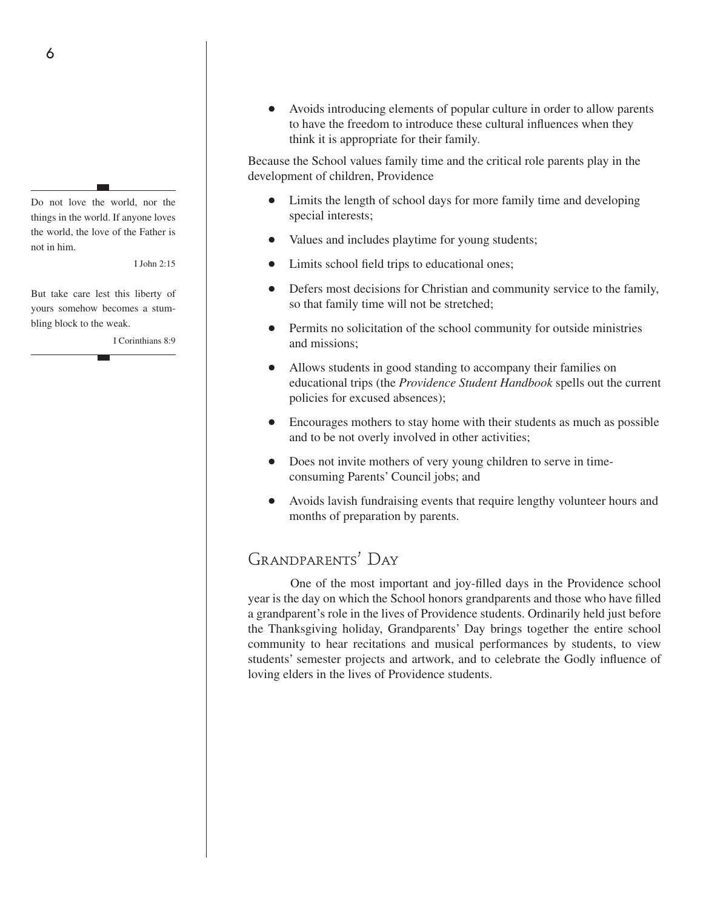- Avoids introducing elements of popular culture in order to allow parents to have the freedom to introduce these cultural influences when they think it is appropriate for their family.

Because the School values family time and the critical role parents play in the development of children, Providence

- Limits the length of school days for more family time and developing special interests;
- Values and includes playtime for young students;
- Limits school field trips to educational ones;
- Defers most decisions for Christian and community service to the family, so that family time will not be stretched;
- Permits no solicitation of the school community for outside ministries and missions;
- Allows students in good standing to accompany their families on educational trips (the *Providence Student Handbook* spells out the current policies for excused absences);
- Encourages mothers to stay home with their students as much as possible and to be not overly involved in other activities;
- Does not invite mothers of very young children to serve in time-consuming Parents' Council jobs; and
- Avoids lavish fundraising events that require lengthy volunteer hours and months of preparation by parents.

> Do not love the world, nor the things in the world. If anyone loves the world, the love of the Father is not in him.
>
> I John 2:15

> But take care lest this liberty of yours somehow becomes a stumbling block to the weak.
>
> I Corinthians 8:9

## Grandparents' Day

One of the most important and joy-filled days in the Providence school year is the day on which the School honors grandparents and those who have filled a grandparent's role in the lives of Providence students. Ordinarily held just before the Thanksgiving holiday, Grandparents' Day brings together the entire school community to hear recitations and musical performances by students, to view students' semester projects and artwork, and to celebrate the Godly influence of loving elders in the lives of Providence students.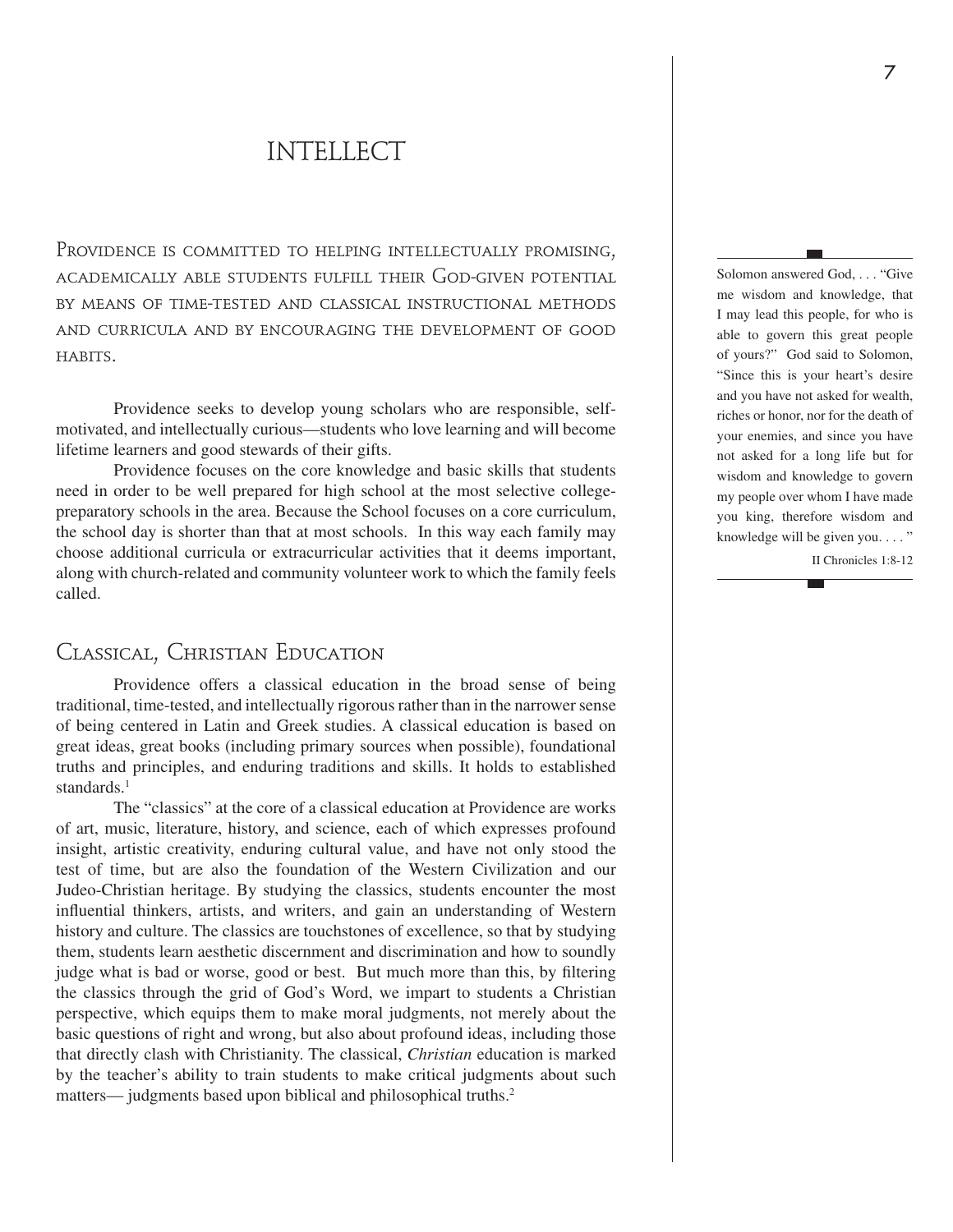# INTELLECT

Providence is committed to helping intellectually promising, academically able students fulfill their God-given potential by means of time-tested and classical instructional methods and curricula and by encouraging the development of good habits.

Providence seeks to develop young scholars who are responsible, self-motivated, and intellectually curious—students who love learning and will become lifetime learners and good stewards of their gifts.

Providence focuses on the core knowledge and basic skills that students need in order to be well prepared for high school at the most selective college-preparatory schools in the area. Because the School focuses on a core curriculum, the school day is shorter than that at most schools. In this way each family may choose additional curricula or extracurricular activities that it deems important, along with church-related and community volunteer work to which the family feels called.

> Solomon answered God, . . . "Give me wisdom and knowledge, that I may lead this people, for who is able to govern this great people of yours?" God said to Solomon, "Since this is your heart's desire and you have not asked for wealth, riches or honor, nor for the death of your enemies, and since you have not asked for a long life but for wisdom and knowledge to govern my people over whom I have made you king, therefore wisdom and knowledge will be given you. . . . "
>
> II Chronicles 1:8-12

## Classical, Christian Education

Providence offers a classical education in the broad sense of being traditional, time-tested, and intellectually rigorous rather than in the narrower sense of being centered in Latin and Greek studies. A classical education is based on great ideas, great books (including primary sources when possible), foundational truths and principles, and enduring traditions and skills. It holds to established standards.[1]

The "classics" at the core of a classical education at Providence are works of art, music, literature, history, and science, each of which expresses profound insight, artistic creativity, enduring cultural value, and have not only stood the test of time, but are also the foundation of the Western Civilization and our Judeo-Christian heritage. By studying the classics, students encounter the most influential thinkers, artists, and writers, and gain an understanding of Western history and culture. The classics are touchstones of excellence, so that by studying them, students learn aesthetic discernment and discrimination and how to soundly judge what is bad or worse, good or best. But much more than this, by filtering the classics through the grid of God's Word, we impart to students a Christian perspective, which equips them to make moral judgments, not merely about the basic questions of right and wrong, but also about profound ideas, including those that directly clash with Christianity. The classical, *Christian* education is marked by the teacher's ability to train students to make critical judgments about such matters— judgments based upon biblical and philosophical truths.[2]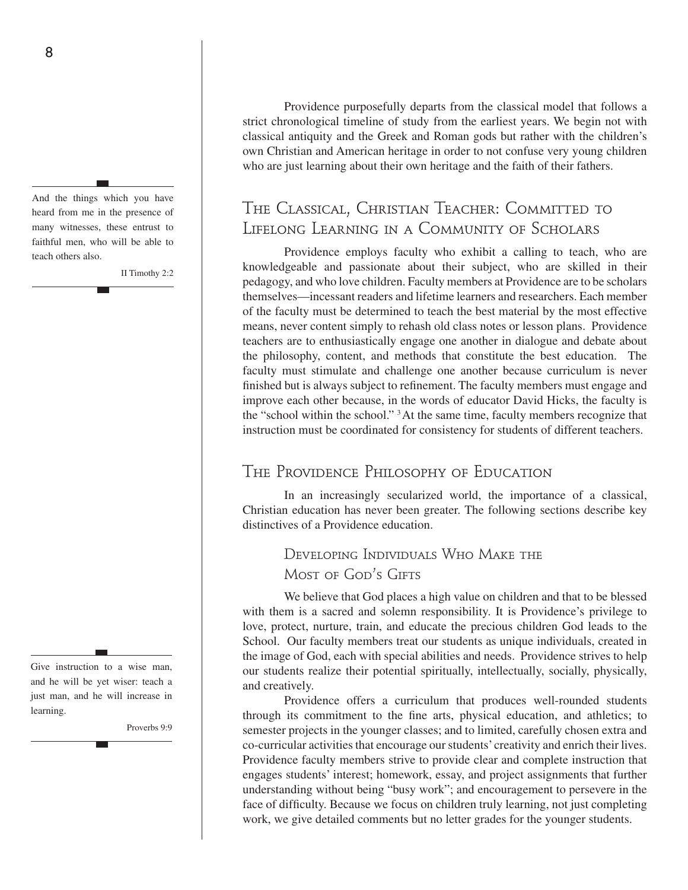Providence purposefully departs from the classical model that follows a strict chronological timeline of study from the earliest years. We begin not with classical antiquity and the Greek and Roman gods but rather with the children's own Christian and American heritage in order to not confuse very young children who are just learning about their own heritage and the faith of their fathers.

> And the things which you have heard from me in the presence of many witnesses, these entrust to faithful men, who will be able to teach others also.
>
> II Timothy 2:2

## The Classical, Christian Teacher: Committed to Lifelong Learning in a Community of Scholars

Providence employs faculty who exhibit a calling to teach, who are knowledgeable and passionate about their subject, who are skilled in their pedagogy, and who love children. Faculty members at Providence are to be scholars themselves—incessant readers and lifetime learners and researchers. Each member of the faculty must be determined to teach the best material by the most effective means, never content simply to rehash old class notes or lesson plans. Providence teachers are to enthusiastically engage one another in dialogue and debate about the philosophy, content, and methods that constitute the best education. The faculty must stimulate and challenge one another because curriculum is never finished but is always subject to refinement. The faculty members must engage and improve each other because, in the words of educator David Hicks, the faculty is the "school within the school."[3] At the same time, faculty members recognize that instruction must be coordinated for consistency for students of different teachers.

## The Providence Philosophy of Education

In an increasingly secularized world, the importance of a classical, Christian education has never been greater. The following sections describe key distinctives of a Providence education.

### Developing Individuals Who Make the Most of God's Gifts

We believe that God places a high value on children and that to be blessed with them is a sacred and solemn responsibility. It is Providence's privilege to love, protect, nurture, train, and educate the precious children God leads to the School. Our faculty members treat our students as unique individuals, created in the image of God, each with special abilities and needs. Providence strives to help our students realize their potential spiritually, intellectually, socially, physically, and creatively.

> Give instruction to a wise man, and he will be yet wiser: teach a just man, and he will increase in learning.
>
> Proverbs 9:9

Providence offers a curriculum that produces well-rounded students through its commitment to the fine arts, physical education, and athletics; to semester projects in the younger classes; and to limited, carefully chosen extra and co-curricular activities that encourage our students' creativity and enrich their lives. Providence faculty members strive to provide clear and complete instruction that engages students' interest; homework, essay, and project assignments that further understanding without being "busy work"; and encouragement to persevere in the face of difficulty. Because we focus on children truly learning, not just completing work, we give detailed comments but no letter grades for the younger students.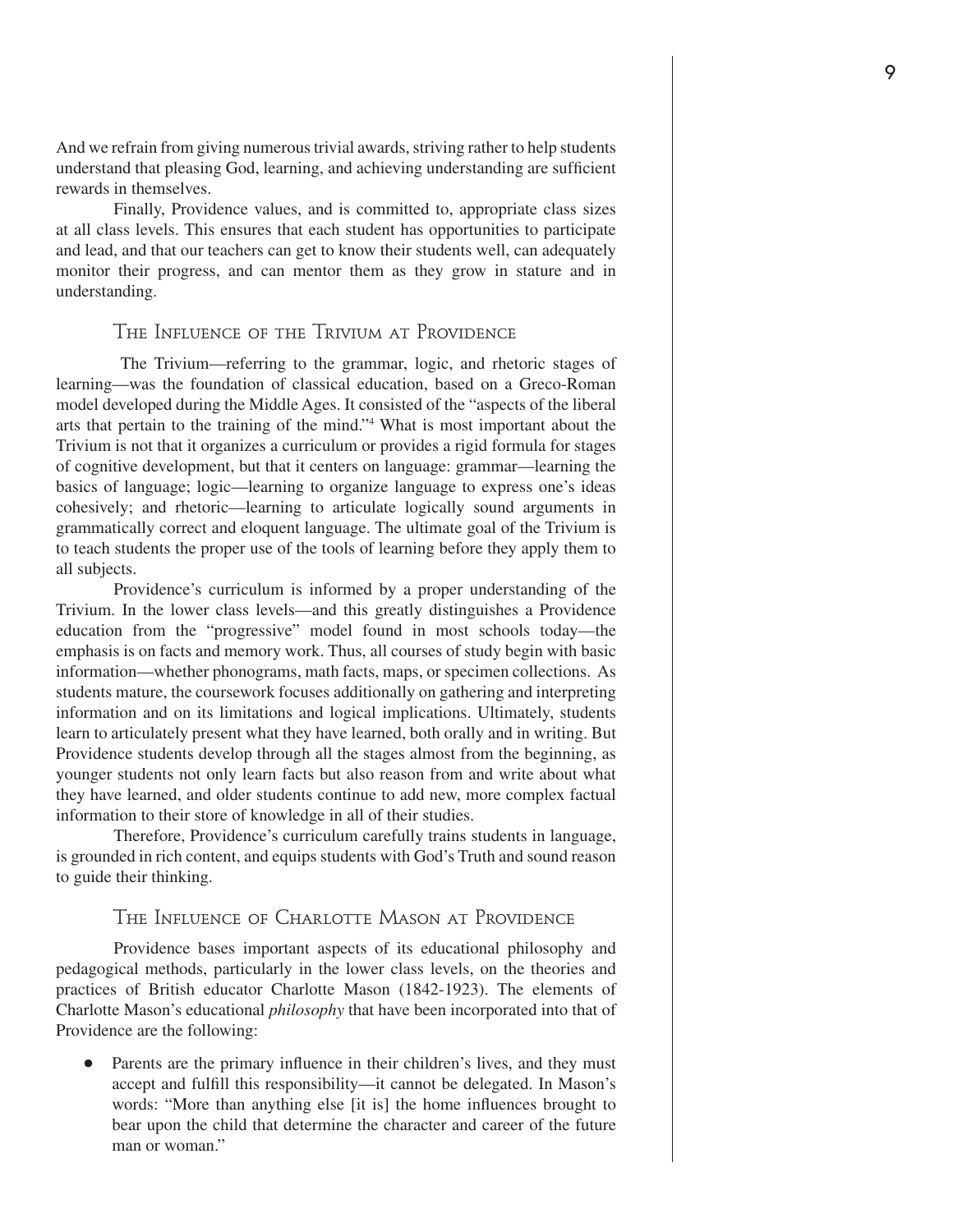And we refrain from giving numerous trivial awards, striving rather to help students understand that pleasing God, learning, and achieving understanding are sufficient rewards in themselves.

Finally, Providence values, and is committed to, appropriate class sizes at all class levels. This ensures that each student has opportunities to participate and lead, and that our teachers can get to know their students well, can adequately monitor their progress, and can mentor them as they grow in stature and in understanding.

## The Influence of the Trivium at Providence

The Trivium—referring to the grammar, logic, and rhetoric stages of learning—was the foundation of classical education, based on a Greco-Roman model developed during the Middle Ages. It consisted of the "aspects of the liberal arts that pertain to the training of the mind."[4] What is most important about the Trivium is not that it organizes a curriculum or provides a rigid formula for stages of cognitive development, but that it centers on language: grammar—learning the basics of language; logic—learning to organize language to express one's ideas cohesively; and rhetoric—learning to articulate logically sound arguments in grammatically correct and eloquent language. The ultimate goal of the Trivium is to teach students the proper use of the tools of learning before they apply them to all subjects.

Providence's curriculum is informed by a proper understanding of the Trivium. In the lower class levels—and this greatly distinguishes a Providence education from the "progressive" model found in most schools today—the emphasis is on facts and memory work. Thus, all courses of study begin with basic information—whether phonograms, math facts, maps, or specimen collections. As students mature, the coursework focuses additionally on gathering and interpreting information and on its limitations and logical implications. Ultimately, students learn to articulately present what they have learned, both orally and in writing. But Providence students develop through all the stages almost from the beginning, as younger students not only learn facts but also reason from and write about what they have learned, and older students continue to add new, more complex factual information to their store of knowledge in all of their studies.

Therefore, Providence's curriculum carefully trains students in language, is grounded in rich content, and equips students with God's Truth and sound reason to guide their thinking.

## The Influence of Charlotte Mason at Providence

Providence bases important aspects of its educational philosophy and pedagogical methods, particularly in the lower class levels, on the theories and practices of British educator Charlotte Mason (1842-1923). The elements of Charlotte Mason's educational *philosophy* that have been incorporated into that of Providence are the following:

- Parents are the primary influence in their children's lives, and they must accept and fulfill this responsibility—it cannot be delegated. In Mason's words: "More than anything else [it is] the home influences brought to bear upon the child that determine the character and career of the future man or woman."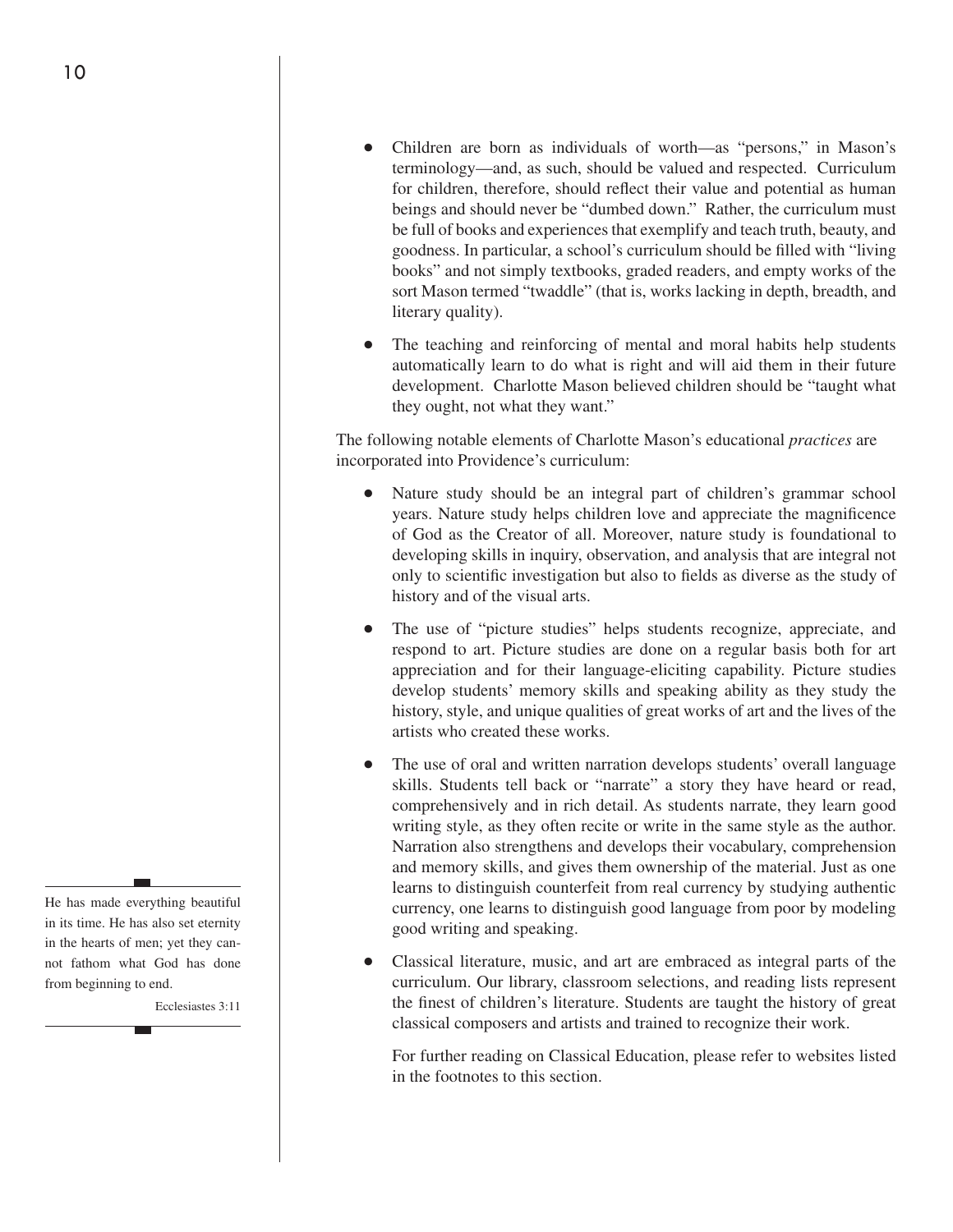- Children are born as individuals of worth—as "persons," in Mason's terminology—and, as such, should be valued and respected. Curriculum for children, therefore, should reflect their value and potential as human beings and should never be "dumbed down." Rather, the curriculum must be full of books and experiences that exemplify and teach truth, beauty, and goodness. In particular, a school's curriculum should be filled with "living books" and not simply textbooks, graded readers, and empty works of the sort Mason termed "twaddle" (that is, works lacking in depth, breadth, and literary quality).

- The teaching and reinforcing of mental and moral habits help students automatically learn to do what is right and will aid them in their future development. Charlotte Mason believed children should be "taught what they ought, not what they want."

The following notable elements of Charlotte Mason's educational *practices* are incorporated into Providence's curriculum:

- Nature study should be an integral part of children's grammar school years. Nature study helps children love and appreciate the magnificence of God as the Creator of all. Moreover, nature study is foundational to developing skills in inquiry, observation, and analysis that are integral not only to scientific investigation but also to fields as diverse as the study of history and of the visual arts.

- The use of "picture studies" helps students recognize, appreciate, and respond to art. Picture studies are done on a regular basis both for art appreciation and for their language-eliciting capability. Picture studies develop students' memory skills and speaking ability as they study the history, style, and unique qualities of great works of art and the lives of the artists who created these works.

- The use of oral and written narration develops students' overall language skills. Students tell back or "narrate" a story they have heard or read, comprehensively and in rich detail. As students narrate, they learn good writing style, as they often recite or write in the same style as the author. Narration also strengthens and develops their vocabulary, comprehension and memory skills, and gives them ownership of the material. Just as one learns to distinguish counterfeit from real currency by studying authentic currency, one learns to distinguish good language from poor by modeling good writing and speaking.

- Classical literature, music, and art are embraced as integral parts of the curriculum. Our library, classroom selections, and reading lists represent the finest of children's literature. Students are taught the history of great classical composers and artists and trained to recognize their work.

  For further reading on Classical Education, please refer to websites listed in the footnotes to this section.

> He has made everything beautiful in its time. He has also set eternity in the hearts of men; yet they cannot fathom what God has done from beginning to end.
>
> Ecclesiastes 3:11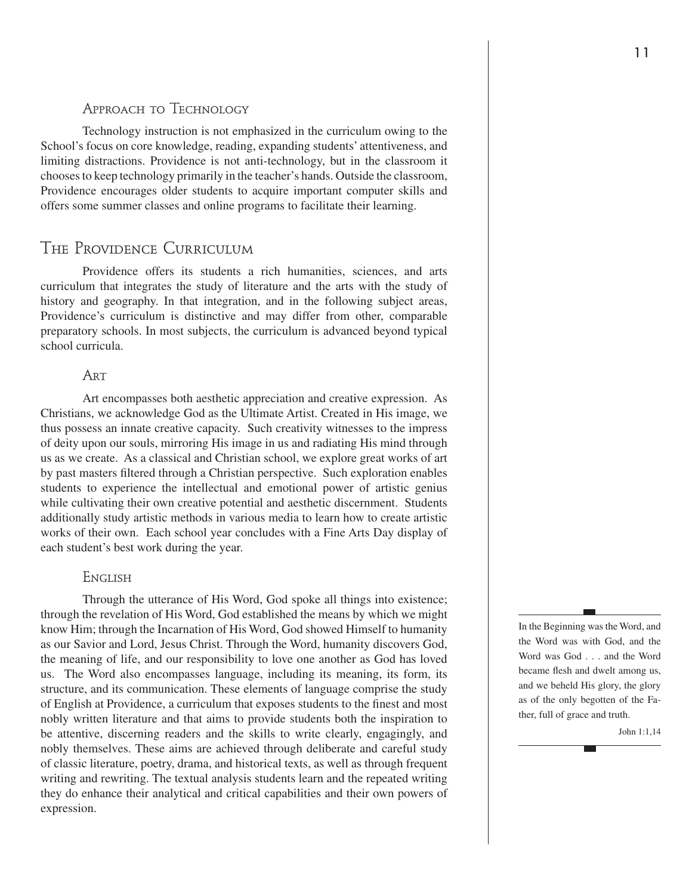### Approach to Technology

Technology instruction is not emphasized in the curriculum owing to the School's focus on core knowledge, reading, expanding students' attentiveness, and limiting distractions. Providence is not anti-technology, but in the classroom it chooses to keep technology primarily in the teacher's hands. Outside the classroom, Providence encourages older students to acquire important computer skills and offers some summer classes and online programs to facilitate their learning.

## The Providence Curriculum

Providence offers its students a rich humanities, sciences, and arts curriculum that integrates the study of literature and the arts with the study of history and geography. In that integration, and in the following subject areas, Providence's curriculum is distinctive and may differ from other, comparable preparatory schools. In most subjects, the curriculum is advanced beyond typical school curricula.

### Art

Art encompasses both aesthetic appreciation and creative expression. As Christians, we acknowledge God as the Ultimate Artist. Created in His image, we thus possess an innate creative capacity. Such creativity witnesses to the impress of deity upon our souls, mirroring His image in us and radiating His mind through us as we create. As a classical and Christian school, we explore great works of art by past masters filtered through a Christian perspective. Such exploration enables students to experience the intellectual and emotional power of artistic genius while cultivating their own creative potential and aesthetic discernment. Students additionally study artistic methods in various media to learn how to create artistic works of their own. Each school year concludes with a Fine Arts Day display of each student's best work during the year.

### English

Through the utterance of His Word, God spoke all things into existence; through the revelation of His Word, God established the means by which we might know Him; through the Incarnation of His Word, God showed Himself to humanity as our Savior and Lord, Jesus Christ. Through the Word, humanity discovers God, the meaning of life, and our responsibility to love one another as God has loved us. The Word also encompasses language, including its meaning, its form, its structure, and its communication. These elements of language comprise the study of English at Providence, a curriculum that exposes students to the finest and most nobly written literature and that aims to provide students both the inspiration to be attentive, discerning readers and the skills to write clearly, engagingly, and nobly themselves. These aims are achieved through deliberate and careful study of classic literature, poetry, drama, and historical texts, as well as through frequent writing and rewriting. The textual analysis students learn and the repeated writing they do enhance their analytical and critical capabilities and their own powers of expression.

> In the Beginning was the Word, and the Word was with God, and the Word was God . . . and the Word became flesh and dwelt among us, and we beheld His glory, the glory as of the only begotten of the Father, full of grace and truth.
>
> John 1:1,14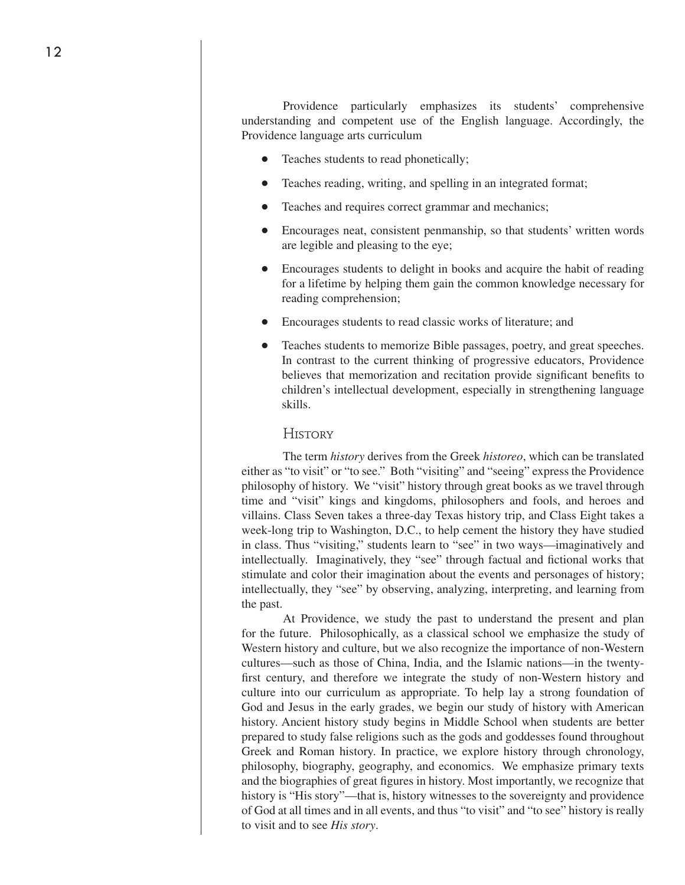Providence particularly emphasizes its students' comprehensive understanding and competent use of the English language. Accordingly, the Providence language arts curriculum

- Teaches students to read phonetically;
- Teaches reading, writing, and spelling in an integrated format;
- Teaches and requires correct grammar and mechanics;
- Encourages neat, consistent penmanship, so that students' written words are legible and pleasing to the eye;
- Encourages students to delight in books and acquire the habit of reading for a lifetime by helping them gain the common knowledge necessary for reading comprehension;
- Encourages students to read classic works of literature; and
- Teaches students to memorize Bible passages, poetry, and great speeches. In contrast to the current thinking of progressive educators, Providence believes that memorization and recitation provide significant benefits to children's intellectual development, especially in strengthening language skills.

## History

The term *history* derives from the Greek *historeo*, which can be translated either as "to visit" or "to see." Both "visiting" and "seeing" express the Providence philosophy of history. We "visit" history through great books as we travel through time and "visit" kings and kingdoms, philosophers and fools, and heroes and villains. Class Seven takes a three-day Texas history trip, and Class Eight takes a week-long trip to Washington, D.C., to help cement the history they have studied in class. Thus "visiting," students learn to "see" in two ways—imaginatively and intellectually. Imaginatively, they "see" through factual and fictional works that stimulate and color their imagination about the events and personages of history; intellectually, they "see" by observing, analyzing, interpreting, and learning from the past.

At Providence, we study the past to understand the present and plan for the future. Philosophically, as a classical school we emphasize the study of Western history and culture, but we also recognize the importance of non-Western cultures—such as those of China, India, and the Islamic nations—in the twenty-first century, and therefore we integrate the study of non-Western history and culture into our curriculum as appropriate. To help lay a strong foundation of God and Jesus in the early grades, we begin our study of history with American history. Ancient history study begins in Middle School when students are better prepared to study false religions such as the gods and goddesses found throughout Greek and Roman history. In practice, we explore history through chronology, philosophy, biography, geography, and economics. We emphasize primary texts and the biographies of great figures in history. Most importantly, we recognize that history is "His story"—that is, history witnesses to the sovereignty and providence of God at all times and in all events, and thus "to visit" and "to see" history is really to visit and to see *His story*.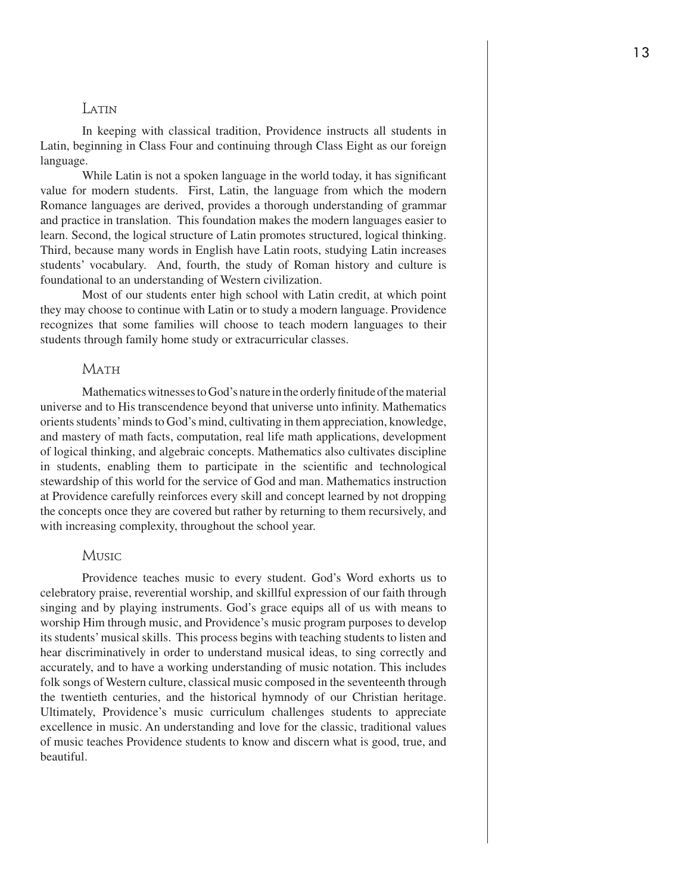## Latin

In keeping with classical tradition, Providence instructs all students in Latin, beginning in Class Four and continuing through Class Eight as our foreign language.

While Latin is not a spoken language in the world today, it has significant value for modern students. First, Latin, the language from which the modern Romance languages are derived, provides a thorough understanding of grammar and practice in translation. This foundation makes the modern languages easier to learn. Second, the logical structure of Latin promotes structured, logical thinking. Third, because many words in English have Latin roots, studying Latin increases students' vocabulary. And, fourth, the study of Roman history and culture is foundational to an understanding of Western civilization.

Most of our students enter high school with Latin credit, at which point they may choose to continue with Latin or to study a modern language. Providence recognizes that some families will choose to teach modern languages to their students through family home study or extracurricular classes.

## Math

Mathematics witnesses to God's nature in the orderly finitude of the material universe and to His transcendence beyond that universe unto infinity. Mathematics orients students' minds to God's mind, cultivating in them appreciation, knowledge, and mastery of math facts, computation, real life math applications, development of logical thinking, and algebraic concepts. Mathematics also cultivates discipline in students, enabling them to participate in the scientific and technological stewardship of this world for the service of God and man. Mathematics instruction at Providence carefully reinforces every skill and concept learned by not dropping the concepts once they are covered but rather by returning to them recursively, and with increasing complexity, throughout the school year.

## Music

Providence teaches music to every student. God's Word exhorts us to celebratory praise, reverential worship, and skillful expression of our faith through singing and by playing instruments. God's grace equips all of us with means to worship Him through music, and Providence's music program purposes to develop its students' musical skills. This process begins with teaching students to listen and hear discriminatively in order to understand musical ideas, to sing correctly and accurately, and to have a working understanding of music notation. This includes folk songs of Western culture, classical music composed in the seventeenth through the twentieth centuries, and the historical hymnody of our Christian heritage. Ultimately, Providence's music curriculum challenges students to appreciate excellence in music. An understanding and love for the classic, traditional values of music teaches Providence students to know and discern what is good, true, and beautiful.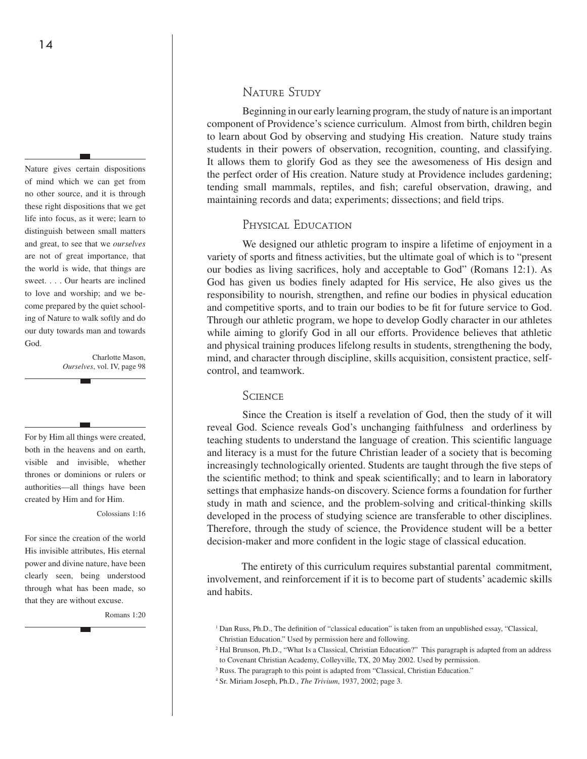## Nature Study

Beginning in our early learning program, the study of nature is an important component of Providence's science curriculum. Almost from birth, children begin to learn about God by observing and studying His creation. Nature study trains students in their powers of observation, recognition, counting, and classifying. It allows them to glorify God as they see the awesomeness of His design and the perfect order of His creation. Nature study at Providence includes gardening; tending small mammals, reptiles, and fish; careful observation, drawing, and maintaining records and data; experiments; dissections; and field trips.

## Physical Education

We designed our athletic program to inspire a lifetime of enjoyment in a variety of sports and fitness activities, but the ultimate goal of which is to "present our bodies as living sacrifices, holy and acceptable to God" (Romans 12:1). As God has given us bodies finely adapted for His service, He also gives us the responsibility to nourish, strengthen, and refine our bodies in physical education and competitive sports, and to train our bodies to be fit for future service to God. Through our athletic program, we hope to develop Godly character in our athletes while aiming to glorify God in all our efforts. Providence believes that athletic and physical training produces lifelong results in students, strengthening the body, mind, and character through discipline, skills acquisition, consistent practice, self-control, and teamwork.

## Science

Since the Creation is itself a revelation of God, then the study of it will reveal God. Science reveals God's unchanging faithfulness and orderliness by teaching students to understand the language of creation. This scientific language and literacy is a must for the future Christian leader of a society that is becoming increasingly technologically oriented. Students are taught through the five steps of the scientific method; to think and speak scientifically; and to learn in laboratory settings that emphasize hands-on discovery. Science forms a foundation for further study in math and science, and the problem-solving and critical-thinking skills developed in the process of studying science are transferable to other disciplines. Therefore, through the study of science, the Providence student will be a better decision-maker and more confident in the logic stage of classical education.

The entirety of this curriculum requires substantial parental commitment, involvement, and reinforcement if it is to become part of students' academic skills and habits.

---

> Nature gives certain dispositions of mind which we can get from no other source, and it is through these right dispositions that we get life into focus, as it were; learn to distinguish between small matters and great, to see that we *ourselves* are not of great importance, that the world is wide, that things are sweet. . . . Our hearts are inclined to love and worship; and we become prepared by the quiet schooling of Nature to walk softly and do our duty towards man and towards God.
>
> Charlotte Mason, *Ourselves*, vol. IV, page 98

---

> For by Him all things were created, both in the heavens and on earth, visible and invisible, whether thrones or dominions or rulers or authorities—all things have been created by Him and for Him.
>
> Colossians 1:16

> For since the creation of the world His invisible attributes, His eternal power and divine nature, have been clearly seen, being understood through what has been made, so that they are without excuse.
>
> Romans 1:20

---

[1] Dan Russ, Ph.D., The definition of "classical education" is taken from an unpublished essay, "Classical, Christian Education." Used by permission here and following.

[2] Hal Brunson, Ph.D., "What Is a Classical, Christian Education?" This paragraph is adapted from an address to Covenant Christian Academy, Colleyville, TX, 20 May 2002. Used by permission.

[3] Russ. The paragraph to this point is adapted from "Classical, Christian Education."

[4] Sr. Miriam Joseph, Ph.D., *The Trivium*, 1937, 2002; page 3.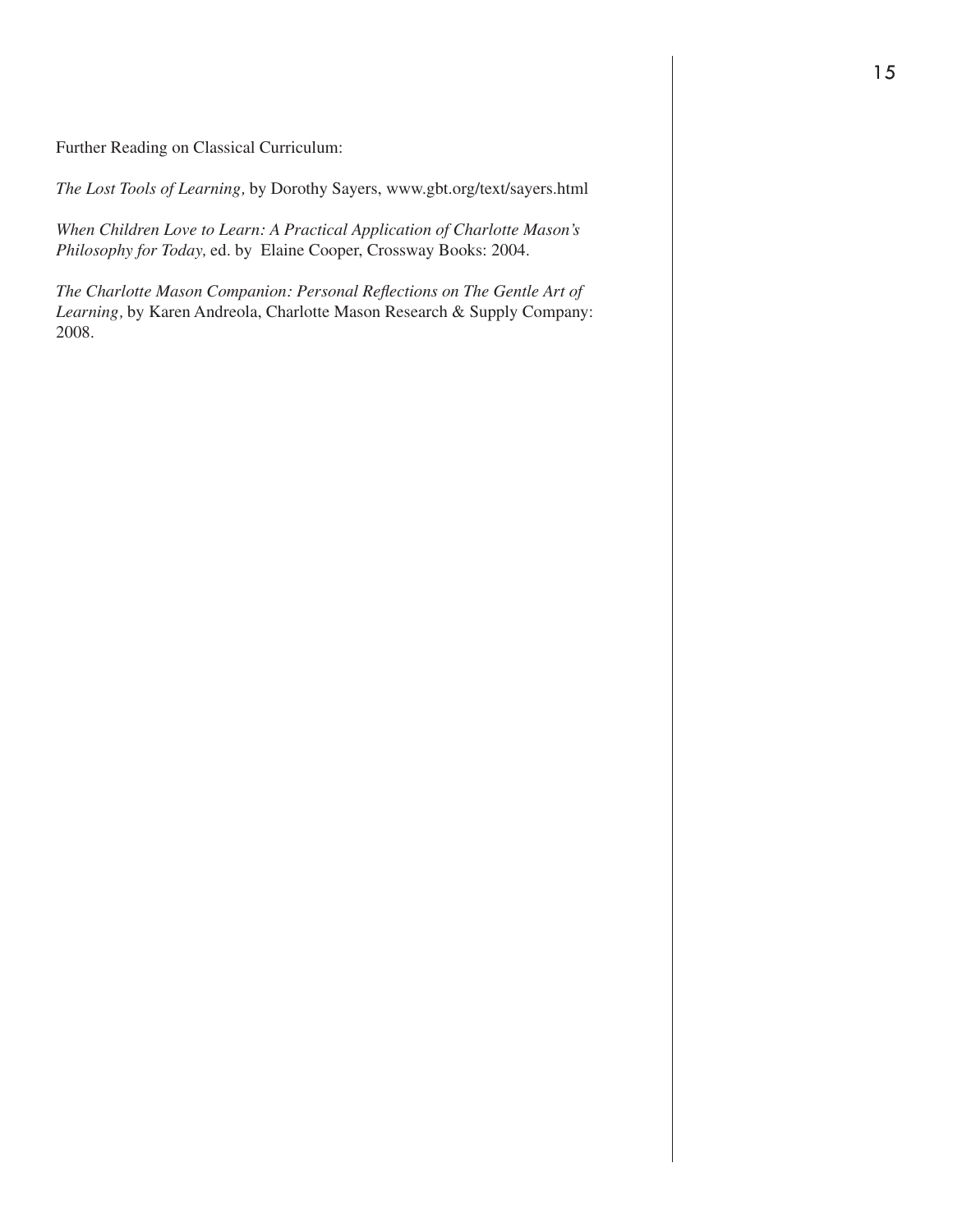Further Reading on Classical Curriculum:

*The Lost Tools of Learning,* by Dorothy Sayers, www.gbt.org/text/sayers.html

*When Children Love to Learn: A Practical Application of Charlotte Mason's Philosophy for Today,* ed. by Elaine Cooper, Crossway Books: 2004.

*The Charlotte Mason Companion: Personal Reflections on The Gentle Art of Learning,* by Karen Andreola, Charlotte Mason Research & Supply Company: 2008.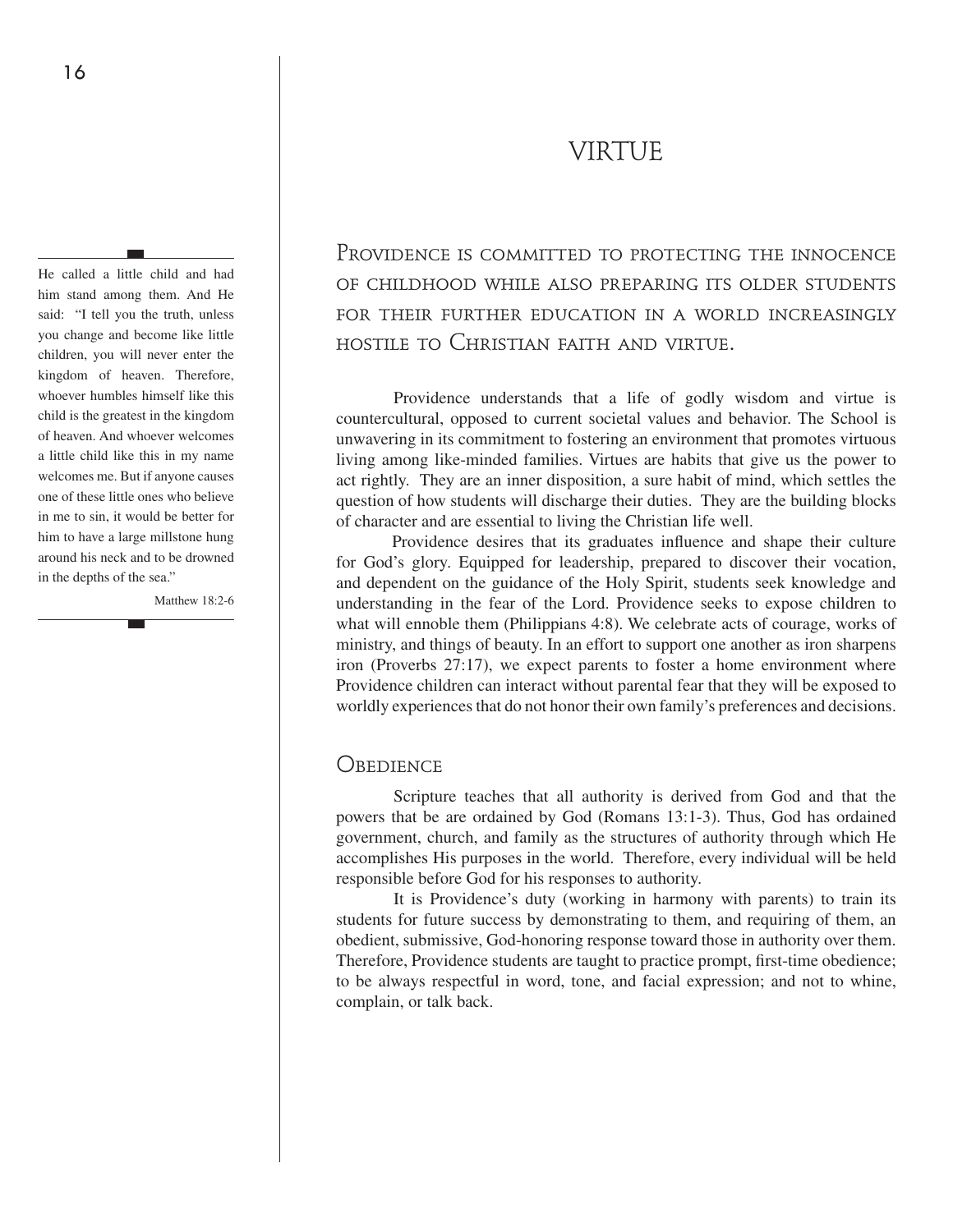# VIRTUE

> He called a little child and had him stand among them. And He said: "I tell you the truth, unless you change and become like little children, you will never enter the kingdom of heaven. Therefore, whoever humbles himself like this child is the greatest in the kingdom of heaven. And whoever welcomes a little child like this in my name welcomes me. But if anyone causes one of these little ones who believe in me to sin, it would be better for him to have a large millstone hung around his neck and to be drowned in the depths of the sea."
>
> Matthew 18:2-6

Providence is committed to protecting the innocence of childhood while also preparing its older students for their further education in a world increasingly hostile to Christian faith and virtue.

Providence understands that a life of godly wisdom and virtue is countercultural, opposed to current societal values and behavior. The School is unwavering in its commitment to fostering an environment that promotes virtuous living among like-minded families. Virtues are habits that give us the power to act rightly. They are an inner disposition, a sure habit of mind, which settles the question of how students will discharge their duties. They are the building blocks of character and are essential to living the Christian life well.

Providence desires that its graduates influence and shape their culture for God's glory. Equipped for leadership, prepared to discover their vocation, and dependent on the guidance of the Holy Spirit, students seek knowledge and understanding in the fear of the Lord. Providence seeks to expose children to what will ennoble them (Philippians 4:8). We celebrate acts of courage, works of ministry, and things of beauty. In an effort to support one another as iron sharpens iron (Proverbs 27:17), we expect parents to foster a home environment where Providence children can interact without parental fear that they will be exposed to worldly experiences that do not honor their own family's preferences and decisions.

## Obedience

Scripture teaches that all authority is derived from God and that the powers that be are ordained by God (Romans 13:1-3). Thus, God has ordained government, church, and family as the structures of authority through which He accomplishes His purposes in the world. Therefore, every individual will be held responsible before God for his responses to authority.

It is Providence's duty (working in harmony with parents) to train its students for future success by demonstrating to them, and requiring of them, an obedient, submissive, God-honoring response toward those in authority over them. Therefore, Providence students are taught to practice prompt, first-time obedience; to be always respectful in word, tone, and facial expression; and not to whine, complain, or talk back.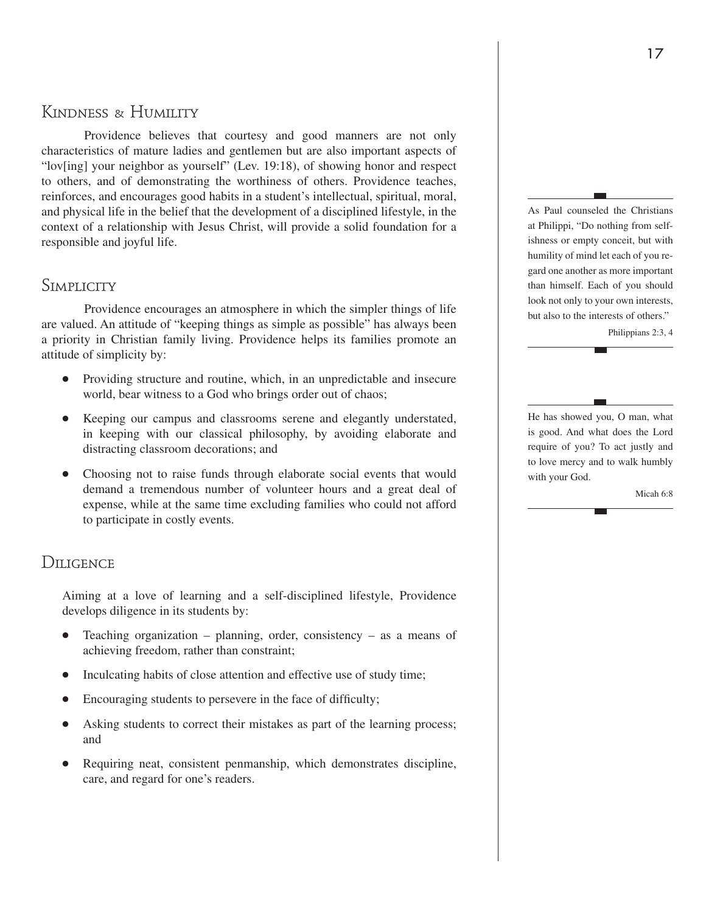## Kindness & Humility

Providence believes that courtesy and good manners are not only characteristics of mature ladies and gentlemen but are also important aspects of "lov[ing] your neighbor as yourself" (Lev. 19:18), of showing honor and respect to others, and of demonstrating the worthiness of others. Providence teaches, reinforces, and encourages good habits in a student's intellectual, spiritual, moral, and physical life in the belief that the development of a disciplined lifestyle, in the context of a relationship with Jesus Christ, will provide a solid foundation for a responsible and joyful life.

> As Paul counseled the Christians at Philippi, "Do nothing from selfishness or empty conceit, but with humility of mind let each of you regard one another as more important than himself. Each of you should look not only to your own interests, but also to the interests of others."
>
> Philippians 2:3, 4

## Simplicity

Providence encourages an atmosphere in which the simpler things of life are valued. An attitude of "keeping things as simple as possible" has always been a priority in Christian family living. Providence helps its families promote an attitude of simplicity by:

- Providing structure and routine, which, in an unpredictable and insecure world, bear witness to a God who brings order out of chaos;
- Keeping our campus and classrooms serene and elegantly understated, in keeping with our classical philosophy, by avoiding elaborate and distracting classroom decorations; and
- Choosing not to raise funds through elaborate social events that would demand a tremendous number of volunteer hours and a great deal of expense, while at the same time excluding families who could not afford to participate in costly events.

> He has showed you, O man, what is good. And what does the Lord require of you? To act justly and to love mercy and to walk humbly with your God.
>
> Micah 6:8

## Diligence

Aiming at a love of learning and a self-disciplined lifestyle, Providence develops diligence in its students by:

- Teaching organization – planning, order, consistency – as a means of achieving freedom, rather than constraint;
- Inculcating habits of close attention and effective use of study time;
- Encouraging students to persevere in the face of difficulty;
- Asking students to correct their mistakes as part of the learning process; and
- Requiring neat, consistent penmanship, which demonstrates discipline, care, and regard for one's readers.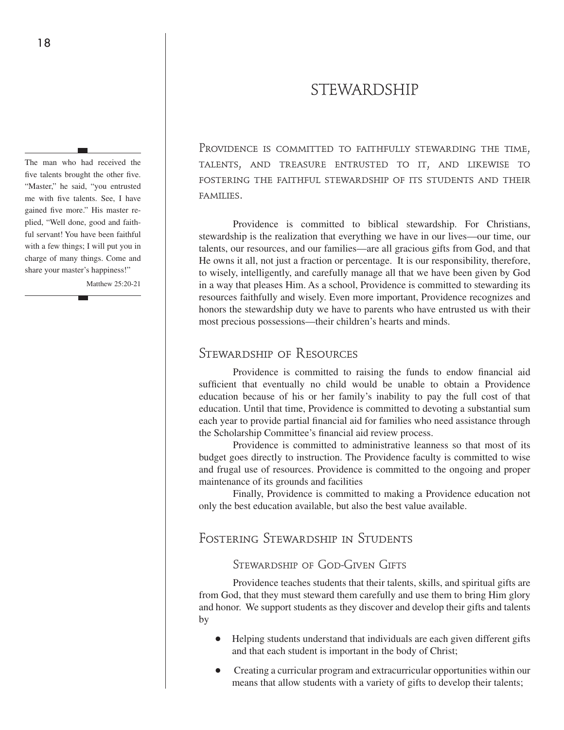# STEWARDSHIP

> The man who had received the five talents brought the other five. "Master," he said, "you entrusted me with five talents. See, I have gained five more." His master replied, "Well done, good and faithful servant! You have been faithful with a few things; I will put you in charge of many things. Come and share your master's happiness!"
>
> Matthew 25:20-21

Providence is committed to faithfully stewarding the time, talents, and treasure entrusted to it, and likewise to fostering the faithful stewardship of its students and their families.

Providence is committed to biblical stewardship. For Christians, stewardship is the realization that everything we have in our lives—our time, our talents, our resources, and our families—are all gracious gifts from God, and that He owns it all, not just a fraction or percentage. It is our responsibility, therefore, to wisely, intelligently, and carefully manage all that we have been given by God in a way that pleases Him. As a school, Providence is committed to stewarding its resources faithfully and wisely. Even more important, Providence recognizes and honors the stewardship duty we have to parents who have entrusted us with their most precious possessions—their children's hearts and minds.

## Stewardship of Resources

Providence is committed to raising the funds to endow financial aid sufficient that eventually no child would be unable to obtain a Providence education because of his or her family's inability to pay the full cost of that education. Until that time, Providence is committed to devoting a substantial sum each year to provide partial financial aid for families who need assistance through the Scholarship Committee's financial aid review process.

Providence is committed to administrative leanness so that most of its budget goes directly to instruction. The Providence faculty is committed to wise and frugal use of resources. Providence is committed to the ongoing and proper maintenance of its grounds and facilities

Finally, Providence is committed to making a Providence education not only the best education available, but also the best value available.

## Fostering Stewardship in Students

### Stewardship of God-Given Gifts

Providence teaches students that their talents, skills, and spiritual gifts are from God, that they must steward them carefully and use them to bring Him glory and honor. We support students as they discover and develop their gifts and talents by

- Helping students understand that individuals are each given different gifts and that each student is important in the body of Christ;
- Creating a curricular program and extracurricular opportunities within our means that allow students with a variety of gifts to develop their talents;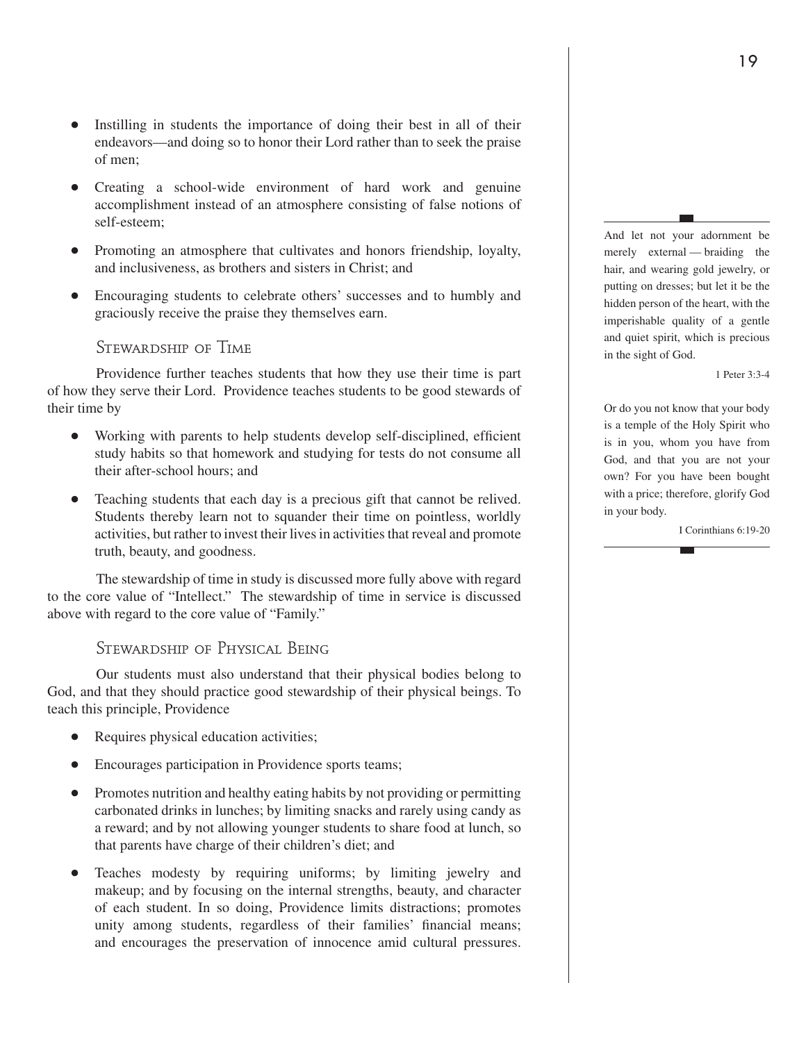- Instilling in students the importance of doing their best in all of their endeavors—and doing so to honor their Lord rather than to seek the praise of men;
- Creating a school-wide environment of hard work and genuine accomplishment instead of an atmosphere consisting of false notions of self-esteem;
- Promoting an atmosphere that cultivates and honors friendship, loyalty, and inclusiveness, as brothers and sisters in Christ; and
- Encouraging students to celebrate others' successes and to humbly and graciously receive the praise they themselves earn.

### Stewardship of Time

Providence further teaches students that how they use their time is part of how they serve their Lord. Providence teaches students to be good stewards of their time by

- Working with parents to help students develop self-disciplined, efficient study habits so that homework and studying for tests do not consume all their after-school hours; and
- Teaching students that each day is a precious gift that cannot be relived. Students thereby learn not to squander their time on pointless, worldly activities, but rather to invest their lives in activities that reveal and promote truth, beauty, and goodness.

The stewardship of time in study is discussed more fully above with regard to the core value of "Intellect." The stewardship of time in service is discussed above with regard to the core value of "Family."

### Stewardship of Physical Being

Our students must also understand that their physical bodies belong to God, and that they should practice good stewardship of their physical beings. To teach this principle, Providence

- Requires physical education activities;
- Encourages participation in Providence sports teams;
- Promotes nutrition and healthy eating habits by not providing or permitting carbonated drinks in lunches; by limiting snacks and rarely using candy as a reward; and by not allowing younger students to share food at lunch, so that parents have charge of their children's diet; and
- Teaches modesty by requiring uniforms; by limiting jewelry and makeup; and by focusing on the internal strengths, beauty, and character of each student. In so doing, Providence limits distractions; promotes unity among students, regardless of their families' financial means; and encourages the preservation of innocence amid cultural pressures.

---

And let not your adornment be merely external — braiding the hair, and wearing gold jewelry, or putting on dresses; but let it be the hidden person of the heart, with the imperishable quality of a gentle and quiet spirit, which is precious in the sight of God.

1 Peter 3:3-4

Or do you not know that your body is a temple of the Holy Spirit who is in you, whom you have from God, and that you are not your own? For you have been bought with a price; therefore, glorify God in your body.

I Corinthians 6:19-20

---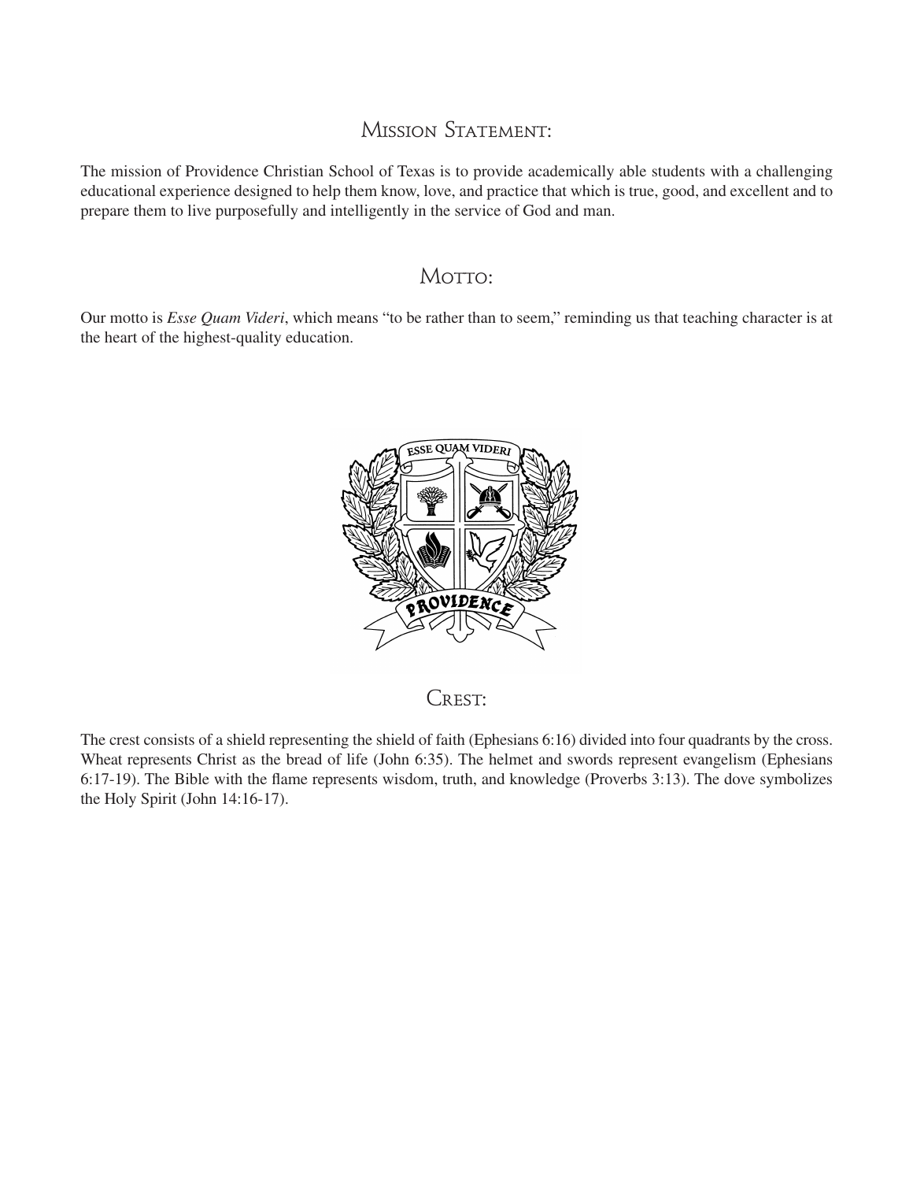## Mission Statement:

The mission of Providence Christian School of Texas is to provide academically able students with a challenging educational experience designed to help them know, love, and practice that which is true, good, and excellent and to prepare them to live purposefully and intelligently in the service of God and man.

## Motto:

Our motto is *Esse Quam Videri*, which means "to be rather than to seem," reminding us that teaching character is at the heart of the highest-quality education.

## Crest:

The crest consists of a shield representing the shield of faith (Ephesians 6:16) divided into four quadrants by the cross. Wheat represents Christ as the bread of life (John 6:35). The helmet and swords represent evangelism (Ephesians 6:17-19). The Bible with the flame represents wisdom, truth, and knowledge (Proverbs 3:13). The dove symbolizes the Holy Spirit (John 14:16-17).